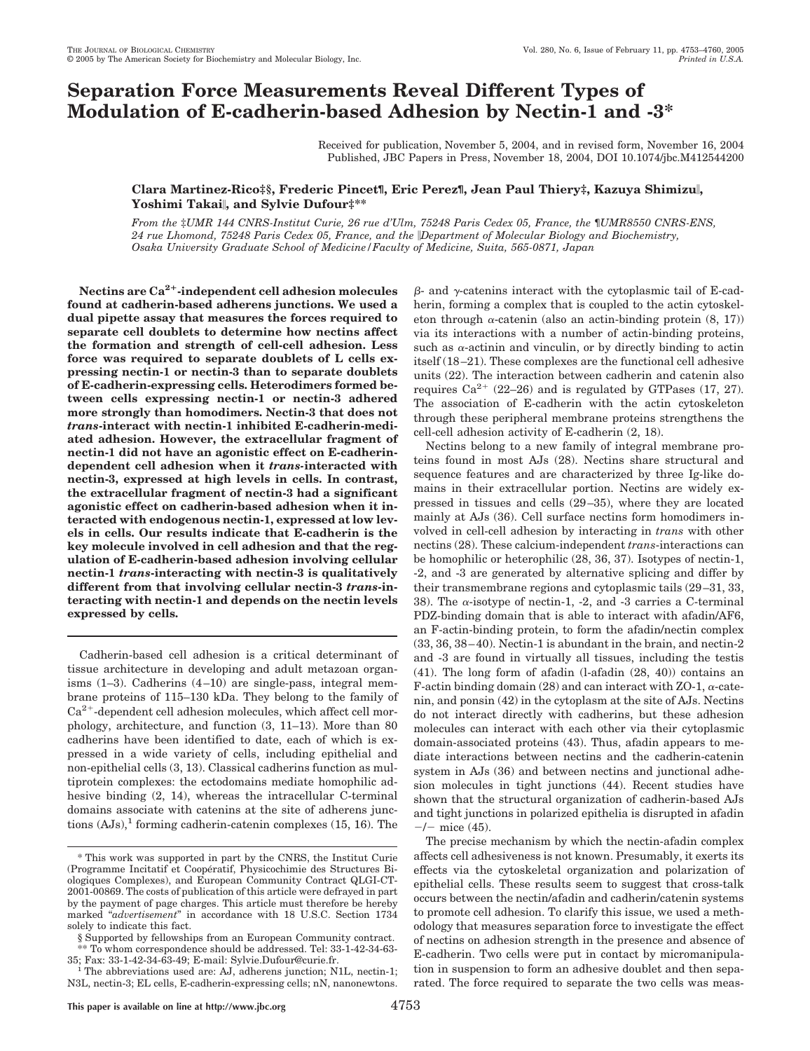# Separation Force Measurements Reveal Different Types of Modulation of E-cadherin-based Adhesion by Nectin-1 and -3*

Received for publication, November 5, 2004, and in revised form, November 16, 2004
Published, JBC Papers in Press, November 18, 2004, DOI 10.1074/jbc.M412544200

**Clara Martinez-Rico‡§, Frederic Pincet¶, Eric Perez¶, Jean Paul Thiery‡, Kazuya Shimizu‖, Yoshimi Takai‖, and Sylvie Dufour‡\*\***

*From the ‡UMR 144 CNRS-Institut Curie, 26 rue d'Ulm, 75248 Paris Cedex 05, France, the ¶UMR8550 CNRS-ENS, 24 rue Lhomond, 75248 Paris Cedex 05, France, and the ‖Department of Molecular Biology and Biochemistry, Osaka University Graduate School of Medicine/Faculty of Medicine, Suita, 565-0871, Japan*

**Nectins are $Ca^{2+}$-independent cell adhesion molecules found at cadherin-based adherens junctions. We used a dual pipette assay that measures the forces required to separate cell doublets to determine how nectins affect the formation and strength of cell-cell adhesion. Less force was required to separate doublets of L cells expressing nectin-1 or nectin-3 than to separate doublets of E-cadherin-expressing cells. Heterodimers formed between cells expressing nectin-1 or nectin-3 adhered more strongly than homodimers. Nectin-3 that does not *trans*-interact with nectin-1 inhibited E-cadherin-mediated adhesion. However, the extracellular fragment of nectin-1 did not have an agonistic effect on E-cadherin-dependent cell adhesion when it *trans*-interacted with nectin-3, expressed at high levels in cells. In contrast, the extracellular fragment of nectin-3 had a significant agonistic effect on cadherin-based adhesion when it interacted with endogenous nectin-1, expressed at low levels in cells. Our results indicate that E-cadherin is the key molecule involved in cell adhesion and that the regulation of E-cadherin-based adhesion involving cellular nectin-1 *trans*-interacting with nectin-3 is qualitatively different from that involving cellular nectin-3 *trans*-interacting with nectin-1 and depends on the nectin levels expressed by cells.**

Cadherin-based cell adhesion is a critical determinant of tissue architecture in developing and adult metazoan organisms (1–3). Cadherins (4–10) are single-pass, integral membrane proteins of 115–130 kDa. They belong to the family of $Ca^{2+}$-dependent cell adhesion molecules, which affect cell morphology, architecture, and function (3, 11–13). More than 80 cadherins have been identified to date, each of which is expressed in a wide variety of cells, including epithelial and non-epithelial cells (3, 13). Classical cadherins function as multiprotein complexes: the ectodomains mediate homophilic adhesive binding (2, 14), whereas the intracellular C-terminal domains associate with catenins at the site of adherens junctions (AJs),[1] forming cadherin-catenin complexes (15, 16). The β- and γ-catenins interact with the cytoplasmic tail of E-cadherin, forming a complex that is coupled to the actin cytoskeleton through α-catenin (also an actin-binding protein (8, 17)) via its interactions with a number of actin-binding proteins, such as α-actinin and vinculin, or by directly binding to actin itself (18–21). These complexes are the functional cell adhesive units (22). The interaction between cadherin and catenin also requires $Ca^{2+}$ (22–26) and is regulated by GTPases (17, 27). The association of E-cadherin with the actin cytoskeleton through these peripheral membrane proteins strengthens the cell-cell adhesion activity of E-cadherin (2, 18).

Nectins belong to a new family of integral membrane proteins found in most AJs (28). Nectins share structural and sequence features and are characterized by three Ig-like domains in their extracellular portion. Nectins are widely expressed in tissues and cells (29–35), where they are located mainly at AJs (36). Cell surface nectins form homodimers involved in cell-cell adhesion by interacting in *trans* with other nectins (28). These calcium-independent *trans*-interactions can be homophilic or heterophilic (28, 36, 37). Isotypes of nectin-1, -2, and -3 are generated by alternative splicing and differ by their transmembrane regions and cytoplasmic tails (29–31, 33, 38). The α-isotype of nectin-1, -2, and -3 carries a C-terminal PDZ-binding domain that is able to interact with afadin/AF6, an F-actin-binding protein, to form the afadin/nectin complex (33, 36, 38–40). Nectin-1 is abundant in the brain, and nectin-2 and -3 are found in virtually all tissues, including the testis (41). The long form of afadin (l-afadin (28, 40)) contains an F-actin binding domain (28) and can interact with ZO-1, α-catenin, and ponsin (42) in the cytoplasm at the site of AJs. Nectins do not interact directly with cadherins, but these adhesion molecules can interact with each other via their cytoplasmic domain-associated proteins (43). Thus, afadin appears to mediate interactions between nectins and the cadherin-catenin system in AJs (36) and between nectins and junctional adhesion molecules in tight junctions (44). Recent studies have shown that the structural organization of cadherin-based AJs and tight junctions in polarized epithelia is disrupted in afadin −/− mice (45).

The precise mechanism by which the nectin-afadin complex affects cell adhesiveness is not known. Presumably, it exerts its effects via the cytoskeletal organization and polarization of epithelial cells. These results seem to suggest that cross-talk occurs between the nectin/afadin and cadherin/catenin systems to promote cell adhesion. To clarify this issue, we used a methodology that measures separation force to investigate the effect of nectins on adhesion strength in the presence and absence of E-cadherin. Two cells were put in contact by micromanipulation in suspension to form an adhesive doublet and then separated. The force required to separate the two cells was meas-

---

\* This work was supported in part by the CNRS, the Institut Curie (Programme Incitatif et Coopératif, Physicochimie des Structures Biologiques Complexes), and European Community Contract QLGI-CT-2001-00869. The costs of publication of this article were defrayed in part by the payment of page charges. This article must therefore be hereby marked "*advertisement*" in accordance with 18 U.S.C. Section 1734 solely to indicate this fact.

§ Supported by fellowships from an European Community contract.

\*\* To whom correspondence should be addressed. Tel: 33-1-42-34-63-35; Fax: 33-1-42-34-63-49; E-mail: Sylvie.Dufour@curie.fr.

[1] The abbreviations used are: AJ, adherens junction; N1L, nectin-1; N3L, nectin-3; EL cells, E-cadherin-expressing cells; nN, nanonewtons.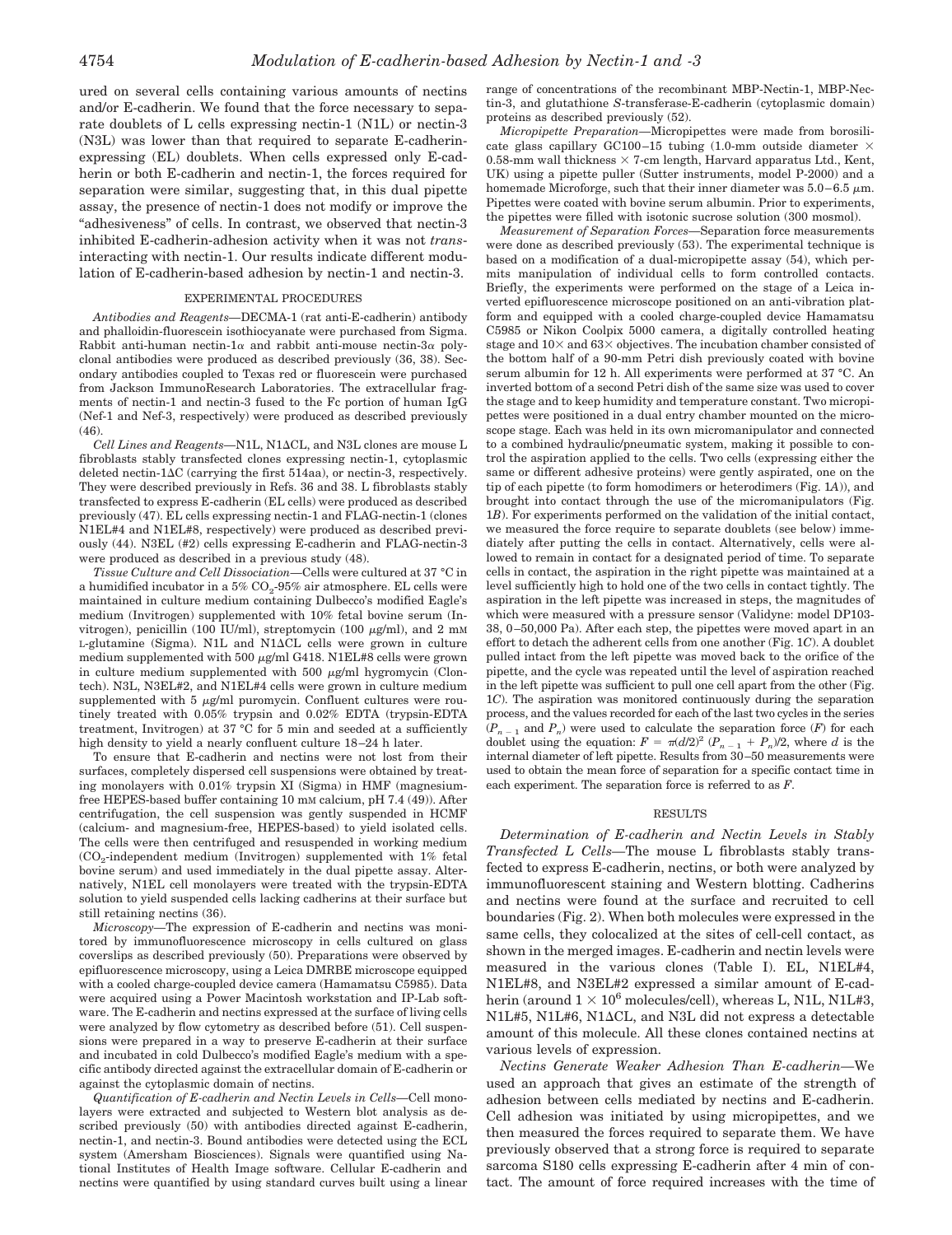ured on several cells containing various amounts of nectins and/or E-cadherin. We found that the force necessary to separate doublets of L cells expressing nectin-1 (N1L) or nectin-3 (N3L) was lower than that required to separate E-cadherin-expressing (EL) doublets. When cells expressed only E-cadherin or both E-cadherin and nectin-1, the forces required for separation were similar, suggesting that, in this dual pipette assay, the presence of nectin-1 does not modify or improve the "adhesiveness" of cells. In contrast, we observed that nectin-3 inhibited E-cadherin-adhesion activity when it was not *trans*-interacting with nectin-1. Our results indicate different modulation of E-cadherin-based adhesion by nectin-1 and nectin-3.

## EXPERIMENTAL PROCEDURES

*Antibodies and Reagents*—DECMA-1 (rat anti-E-cadherin) antibody and phalloidin-fluorescein isothiocyanate were purchased from Sigma. Rabbit anti-human nectin-1α and rabbit anti-mouse nectin-3α polyclonal antibodies were produced as described previously (36, 38). Secondary antibodies coupled to Texas red or fluorescein were purchased from Jackson ImmunoResearch Laboratories. The extracellular fragments of nectin-1 and nectin-3 fused to the Fc portion of human IgG (Nef-1 and Nef-3, respectively) were produced as described previously (46).

*Cell Lines and Reagents*—N1L, N1ΔCL, and N3L clones are mouse L fibroblasts stably transfected clones expressing nectin-1, cytoplasmic deleted nectin-1ΔC (carrying the first 514aa), or nectin-3, respectively. They were described previously in Refs. 36 and 38. L fibroblasts stably transfected to express E-cadherin (EL cells) were produced as described previously (47). EL cells expressing nectin-1 and FLAG-nectin-1 (clones N1EL#4 and N1EL#8, respectively) were produced as described previously (44). N3EL (#2) cells expressing E-cadherin and FLAG-nectin-3 were produced as described in a previous study (48).

*Tissue Culture and Cell Dissociation*—Cells were cultured at 37 °C in a humidified incubator in a 5% $CO_2$-95% air atmosphere. EL cells were maintained in culture medium containing Dulbecco's modified Eagle's medium (Invitrogen) supplemented with 10% fetal bovine serum (Invitrogen), penicillin (100 IU/ml), streptomycin (100 μg/ml), and 2 mM L-glutamine (Sigma). N1L and N1ΔCL cells were grown in culture medium supplemented with 500 μg/ml G418. N1EL#8 cells were grown in culture medium supplemented with 500 μg/ml hygromycin (Clontech). N3L, N3EL#2, and N1EL#4 cells were grown in culture medium supplemented with 5 μg/ml puromycin. Confluent cultures were routinely treated with 0.05% trypsin and 0.02% EDTA (trypsin-EDTA treatment, Invitrogen) at 37 °C for 5 min and seeded at a sufficiently high density to yield a nearly confluent culture 18–24 h later.

To ensure that E-cadherin and nectins were not lost from their surfaces, completely dispersed cell suspensions were obtained by treating monolayers with 0.01% trypsin XI (Sigma) in HMF (magnesium-free HEPES-based buffer containing 10 mM calcium, pH 7.4 (49)). After centrifugation, the cell suspension was gently suspended in HCMF (calcium- and magnesium-free, HEPES-based) to yield isolated cells. The cells were then centrifuged and resuspended in working medium ($CO_2$-independent medium (Invitrogen) supplemented with 1% fetal bovine serum) and used immediately in the dual pipette assay. Alternatively, N1EL cell monolayers were treated with the trypsin-EDTA solution to yield suspended cells lacking cadherins at their surface but still retaining nectins (36).

*Microscopy*—The expression of E-cadherin and nectins was monitored by immunofluorescence microscopy in cells cultured on glass coverslips as described previously (50). Preparations were observed by epifluorescence microscopy, using a Leica DMRBE microscope equipped with a cooled charge-coupled device camera (Hamamatsu C5985). Data were acquired using a Power Macintosh workstation and IP-Lab software. The E-cadherin and nectins expressed at the surface of living cells were analyzed by flow cytometry as described before (51). Cell suspensions were prepared in a way to preserve E-cadherin at their surface and incubated in cold Dulbecco's modified Eagle's medium with a specific antibody directed against the extracellular domain of E-cadherin or against the cytoplasmic domain of nectins.

*Quantification of E-cadherin and Nectin Levels in Cells*—Cell monolayers were extracted and subjected to Western blot analysis as described previously (50) with antibodies directed against E-cadherin, nectin-1, and nectin-3. Bound antibodies were detected using the ECL system (Amersham Biosciences). Signals were quantified using National Institutes of Health Image software. Cellular E-cadherin and nectins were quantified by using standard curves built using a linear range of concentrations of the recombinant MBP-Nectin-1, MBP-Nectin-3, and glutathione *S*-transferase-E-cadherin (cytoplasmic domain) proteins as described previously (52).

*Micropipette Preparation*—Micropipettes were made from borosilicate glass capillary GC100–15 tubing (1.0-mm outside diameter × 0.58-mm wall thickness × 7-cm length, Harvard apparatus Ltd., Kent, UK) using a pipette puller (Sutter instruments, model P-2000) and a homemade Microforge, such that their inner diameter was 5.0–6.5 μm. Pipettes were coated with bovine serum albumin. Prior to experiments, the pipettes were filled with isotonic sucrose solution (300 mosmol).

*Measurement of Separation Forces*—Separation force measurements were done as described previously (53). The experimental technique is based on a modification of a dual-micropipette assay (54), which permits manipulation of individual cells to form controlled contacts. Briefly, the experiments were performed on the stage of a Leica inverted epifluorescence microscope positioned on an anti-vibration platform and equipped with a cooled charge-coupled device Hamamatsu C5985 or Nikon Coolpix 5000 camera, a digitally controlled heating stage and 10× and 63× objectives. The incubation chamber consisted of the bottom half of a 90-mm Petri dish previously coated with bovine serum albumin for 12 h. All experiments were performed at 37 °C. An inverted bottom of a second Petri dish of the same size was used to cover the stage and to keep humidity and temperature constant. Two micropipettes were positioned in a dual entry chamber mounted on the microscope stage. Each was held in its own micromanipulator and connected to a combined hydraulic/pneumatic system, making it possible to control the aspiration applied to the cells. Two cells (expressing either the same or different adhesive proteins) were gently aspirated, one on the tip of each pipette (to form homodimers or heterodimers (Fig. 1*A*)), and brought into contact through the use of the micromanipulators (Fig. 1*B*). For experiments performed on the validation of the initial contact, we measured the force require to separate doublets (see below) immediately after putting the cells in contact. Alternatively, cells were allowed to remain in contact for a designated period of time. To separate cells in contact, the aspiration in the right pipette was maintained at a level sufficiently high to hold one of the two cells in contact tightly. The aspiration in the left pipette was increased in steps, the magnitudes of which were measured with a pressure sensor (Validyne: model DP103-38, 0–50,000 Pa). After each step, the pipettes were moved apart in an effort to detach the adherent cells from one another (Fig. 1*C*). A doublet pulled intact from the left pipette was moved back to the orifice of the pipette, and the cycle was repeated until the level of aspiration reached in the left pipette was sufficient to pull one cell apart from the other (Fig. 1*C*). The aspiration was monitored continuously during the separation process, and the values recorded for each of the last two cycles in the series ($P_{n-1}$ and $P_n$) were used to calculate the separation force ($F$) for each doublet using the equation: $F = \pi(d/2)^2 (P_{n-1} + P_n)/2$, where $d$ is the internal diameter of left pipette. Results from 30–50 measurements were used to obtain the mean force of separation for a specific contact time in each experiment. The separation force is referred to as $F$.

## RESULTS

*Determination of E-cadherin and Nectin Levels in Stably Transfected L Cells*—The mouse L fibroblasts stably transfected to express E-cadherin, nectins, or both were analyzed by immunofluorescent staining and Western blotting. Cadherins and nectins were found at the surface and recruited to cell boundaries (Fig. 2). When both molecules were expressed in the same cells, they colocalized at the sites of cell-cell contact, as shown in the merged images. E-cadherin and nectin levels were measured in the various clones (Table I). EL, N1EL#4, N1EL#8, and N3EL#2 expressed a similar amount of E-cadherin (around $1 \times 10^6$ molecules/cell), whereas L, N1L, N1L#3, N1L#5, N1L#6, N1ΔCL, and N3L did not express a detectable amount of this molecule. All these clones contained nectins at various levels of expression.

*Nectins Generate Weaker Adhesion Than E-cadherin*—We used an approach that gives an estimate of the strength of adhesion between cells mediated by nectins and E-cadherin. Cell adhesion was initiated by using micropipettes, and we then measured the forces required to separate them. We have previously observed that a strong force is required to separate sarcoma S180 cells expressing E-cadherin after 4 min of contact. The amount of force required increases with the time of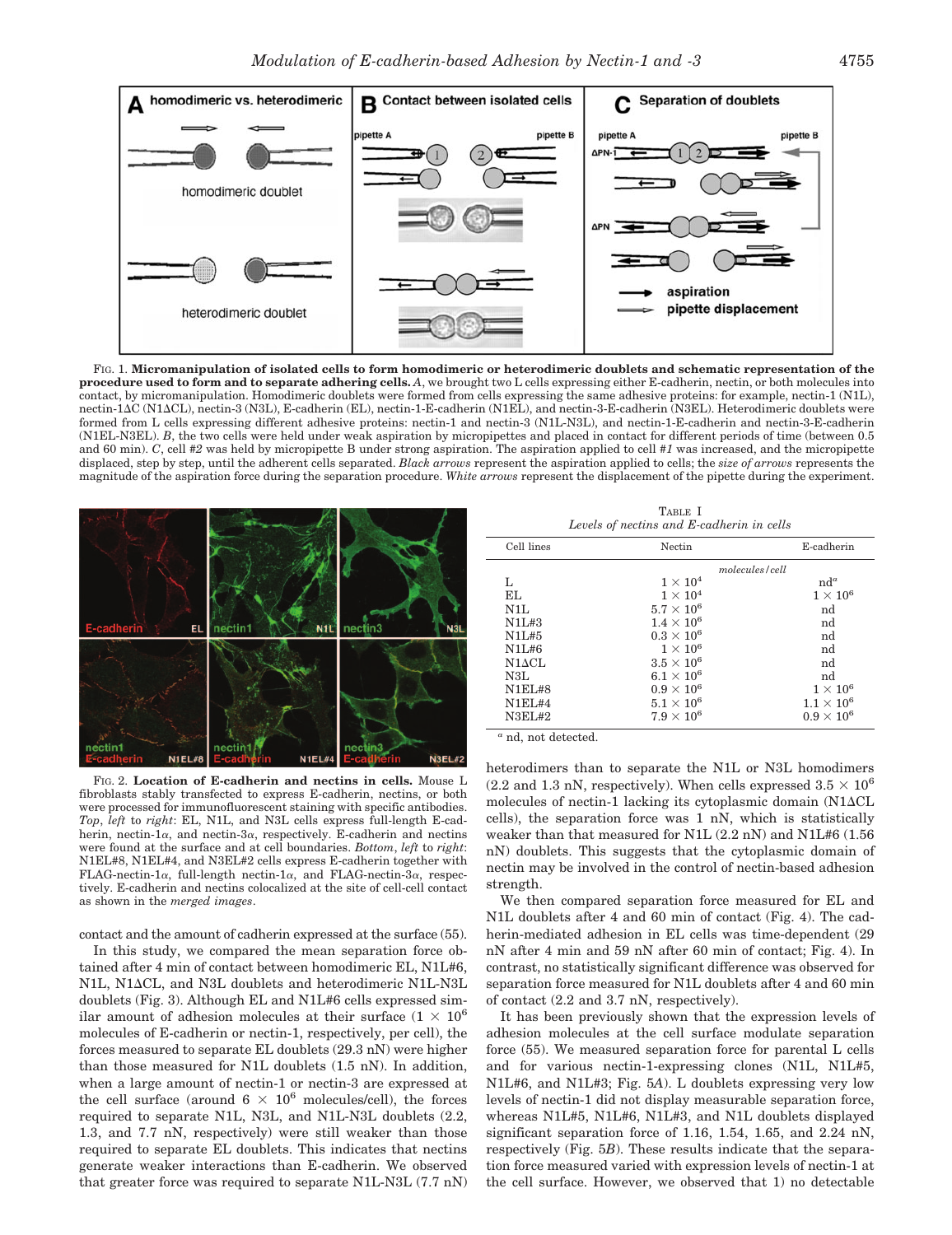Fig. 1. **Micromanipulation of isolated cells to form homodimeric or heterodimeric doublets and schematic representation of the procedure used to form and to separate adhering cells.** *A*, we brought two L cells expressing either E-cadherin, nectin, or both molecules into contact, by micromanipulation. Homodimeric doublets were formed from cells expressing the same adhesive proteins: for example, nectin-1 (N1L), nectin-1ΔC (N1ΔCL), nectin-3 (N3L), E-cadherin (EL), nectin-1-E-cadherin (N1EL), and nectin-3-E-cadherin (N3EL). Heterodimeric doublets were formed from L cells expressing different adhesive proteins: nectin-1 and nectin-3 (N1L-N3L), and nectin-1-E-cadherin and nectin-3-E-cadherin (N1EL-N3EL). *B*, the two cells were held under weak aspiration by micropipettes and placed in contact for different periods of time (between 0.5 and 60 min). *C*, cell #2 was held by micropipette B under strong aspiration. The aspiration applied to cell #1 was increased, and the micropipette displaced, step by step, until the adherent cells separated. *Black arrows* represent the aspiration applied to cells; the *size of arrows* represents the magnitude of the aspiration force during the separation procedure. *White arrows* represent the displacement of the pipette during the experiment.

Fig. 2. **Location of E-cadherin and nectins in cells.** Mouse L fibroblasts stably transfected to express E-cadherin, nectins, or both were processed for immunofluorescent staining with specific antibodies. *Top*, *left* to *right*: EL, N1L, and N3L cells express full-length E-cadherin, nectin-1α, and nectin-3α, respectively. E-cadherin and nectins were found at the surface and at cell boundaries. *Bottom*, *left* to *right*: N1EL#8, N1EL#4, and N3EL#2 cells express E-cadherin together with FLAG-nectin-1α, full-length nectin-1α, and FLAG-nectin-3α, respectively. E-cadherin and nectins colocalized at the site of cell-cell contact as shown in the *merged images*.

contact and the amount of cadherin expressed at the surface (55).

In this study, we compared the mean separation force obtained after 4 min of contact between homodimeric EL, N1L#6, N1L, N1ΔCL, and N3L doublets and heterodimeric N1L-N3L doublets (Fig. 3). Although EL and N1L#6 cells expressed similar amount of adhesion molecules at their surface ($1 \times 10^6$ molecules of E-cadherin or nectin-1, respectively, per cell), the forces measured to separate EL doublets (29.3 nN) were higher than those measured for N1L doublets (1.5 nN). In addition, when a large amount of nectin-1 or nectin-3 are expressed at the cell surface (around $6 \times 10^6$ molecules/cell), the forces required to separate N1L, N3L, and N1L-N3L doublets (2.2, 1.3, and 7.7 nN, respectively) were still weaker than those required to separate EL doublets. This indicates that nectins generate weaker interactions than E-cadherin. We observed that greater force was required to separate N1L-N3L (7.7 nN) heterodimers than to separate the N1L or N3L homodimers (2.2 and 1.3 nN, respectively). When cells expressed $3.5 \times 10^6$ molecules of nectin-1 lacking its cytoplasmic domain (N1ΔCL cells), the separation force was 1 nN, which is statistically weaker than that measured for N1L (2.2 nN) and N1L#6 (1.56 nN) doublets. This suggests that the cytoplasmic domain of nectin may be involved in the control of nectin-based adhesion strength.

We then compared separation force measured for EL and N1L doublets after 4 and 60 min of contact (Fig. 4). The cadherin-mediated adhesion in EL cells was time-dependent (29 nN after 4 min and 59 nN after 60 min of contact; Fig. 4). In contrast, no statistically significant difference was observed for separation force measured for N1L doublets after 4 and 60 min of contact (2.2 and 3.7 nN, respectively).

It has been previously shown that the expression levels of adhesion molecules at the cell surface modulate separation force (55). We measured separation force for parental L cells and for various nectin-1-expressing clones (N1L, N1L#5, N1L#6, and N1L#3; Fig. 5*A*). L doublets expressing very low levels of nectin-1 did not display measurable separation force, whereas N1L#5, N1L#6, N1L#3, and N1L doublets displayed significant separation force of 1.16, 1.54, 1.65, and 2.24 nN, respectively (Fig. 5*B*). These results indicate that the separation force measured varied with expression levels of nectin-1 at the cell surface. However, we observed that 1) no detectable

Table I
*Levels of nectins and E-cadherin in cells*

| Cell lines | Nectin | E-cadherin |
|---|---|---|
| | *molecules/cell* | |
| L | $1 \times 10^4$ | nd[a] |
| EL | $1 \times 10^4$ | $1 \times 10^6$ |
| N1L | $5.7 \times 10^6$ | nd |
| N1L#3 | $1.4 \times 10^6$ | nd |
| N1L#5 | $0.3 \times 10^6$ | nd |
| N1L#6 | $1 \times 10^6$ | nd |
| N1ΔCL | $3.5 \times 10^6$ | nd |
| N3L | $6.1 \times 10^6$ | nd |
| N1EL#8 | $0.9 \times 10^6$ | $1 \times 10^6$ |
| N1EL#4 | $5.1 \times 10^6$ | $1.1 \times 10^6$ |
| N3EL#2 | $7.9 \times 10^6$ | $0.9 \times 10^6$ |

[a] nd, not detected.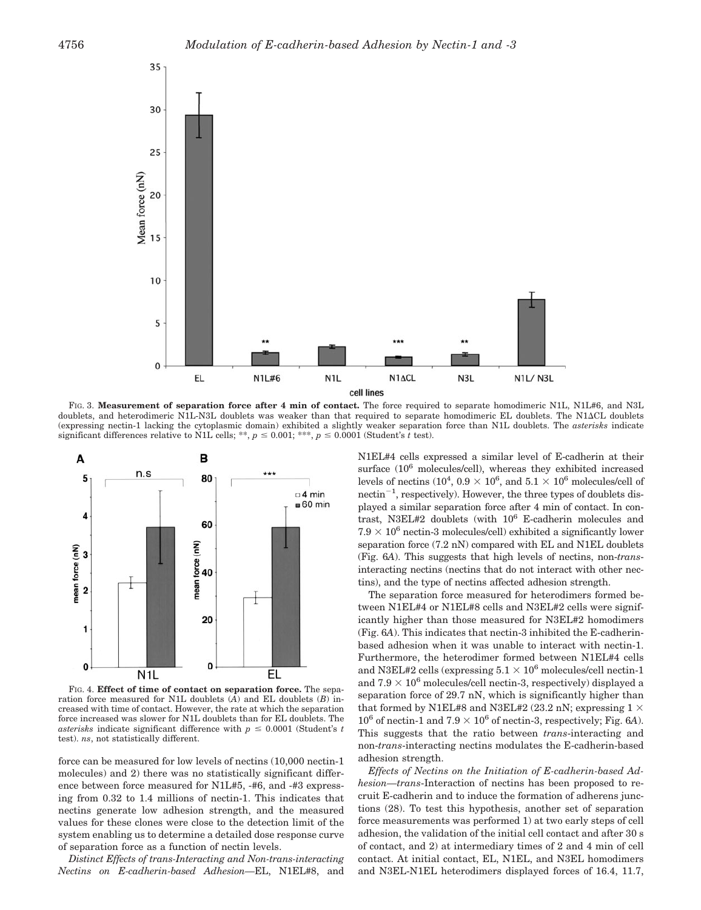FIG. 3. **Measurement of separation force after 4 min of contact.** The force required to separate homodimeric N1L, N1L#6, and N3L doublets, and heterodimeric N1L-N3L doublets was weaker than that required to separate homodimeric EL doublets. The N1ΔCL doublets (expressing nectin-1 lacking the cytoplasmic domain) exhibited a slightly weaker separation force than N1L doublets. The *asterisks* indicate significant differences relative to N1L cells; **, $p \leq 0.001$; ***, $p \leq 0.0001$ (Student's *t* test).

FIG. 4. **Effect of time of contact on separation force.** The separation force measured for N1L doublets (*A*) and EL doublets (*B*) increased with time of contact. However, the rate at which the separation force increased was slower for N1L doublets than for EL doublets. The *asterisks* indicate significant difference with $p \leq 0.0001$ (Student's *t* test). *ns*, not statistically different.

force can be measured for low levels of nectins (10,000 nectin-1 molecules) and 2) there was no statistically significant difference between force measured for N1L#5, -#6, and -#3 expressing from 0.32 to 1.4 millions of nectin-1. This indicates that nectins generate low adhesion strength, and the measured values for these clones were close to the detection limit of the system enabling us to determine a detailed dose response curve of separation force as a function of nectin levels.

*Distinct Effects of trans-Interacting and Non-trans-interacting Nectins on E-cadherin-based Adhesion*—EL, N1EL#8, and N1EL#4 cells expressed a similar level of E-cadherin at their surface ($10^6$ molecules/cell), whereas they exhibited increased levels of nectins ($10^4$, $0.9 \times 10^6$, and $5.1 \times 10^6$ molecules/cell of nectin$^{-1}$, respectively). However, the three types of doublets displayed a similar separation force after 4 min of contact. In contrast, N3EL#2 doublets (with $10^6$ E-cadherin molecules and $7.9 \times 10^6$ nectin-3 molecules/cell) exhibited a significantly lower separation force (7.2 nN) compared with EL and N1EL doublets (Fig. 6*A*). This suggests that high levels of nectins, non-*trans*-interacting nectins (nectins that do not interact with other nectins), and the type of nectins affected adhesion strength.

The separation force measured for heterodimers formed between N1EL#4 or N1EL#8 cells and N3EL#2 cells were significantly higher than those measured for N3EL#2 homodimers (Fig. 6*A*). This indicates that nectin-3 inhibited the E-cadherin-based adhesion when it was unable to interact with nectin-1. Furthermore, the heterodimer formed between N1EL#4 cells and N3EL#2 cells (expressing $5.1 \times 10^6$ molecules/cell nectin-1 and $7.9 \times 10^6$ molecules/cell nectin-3, respectively) displayed a separation force of 29.7 nN, which is significantly higher than that formed by N1EL#8 and N3EL#2 (23.2 nN; expressing $1 \times 10^6$ of nectin-1 and $7.9 \times 10^6$ of nectin-3, respectively; Fig. 6*A*). This suggests that the ratio between *trans*-interacting and non-*trans*-interacting nectins modulates the E-cadherin-based adhesion strength.

*Effects of Nectins on the Initiation of E-cadherin-based Adhesion*—*trans*-Interaction of nectins has been proposed to recruit E-cadherin and to induce the formation of adherens junctions (28). To test this hypothesis, another set of separation force measurements was performed 1) at two early steps of cell adhesion, the validation of the initial cell contact and after 30 s of contact, and 2) at intermediary times of 2 and 4 min of cell contact. At initial contact, EL, N1EL, and N3EL homodimers and N3EL-N1EL heterodimers displayed forces of 16.4, 11.7,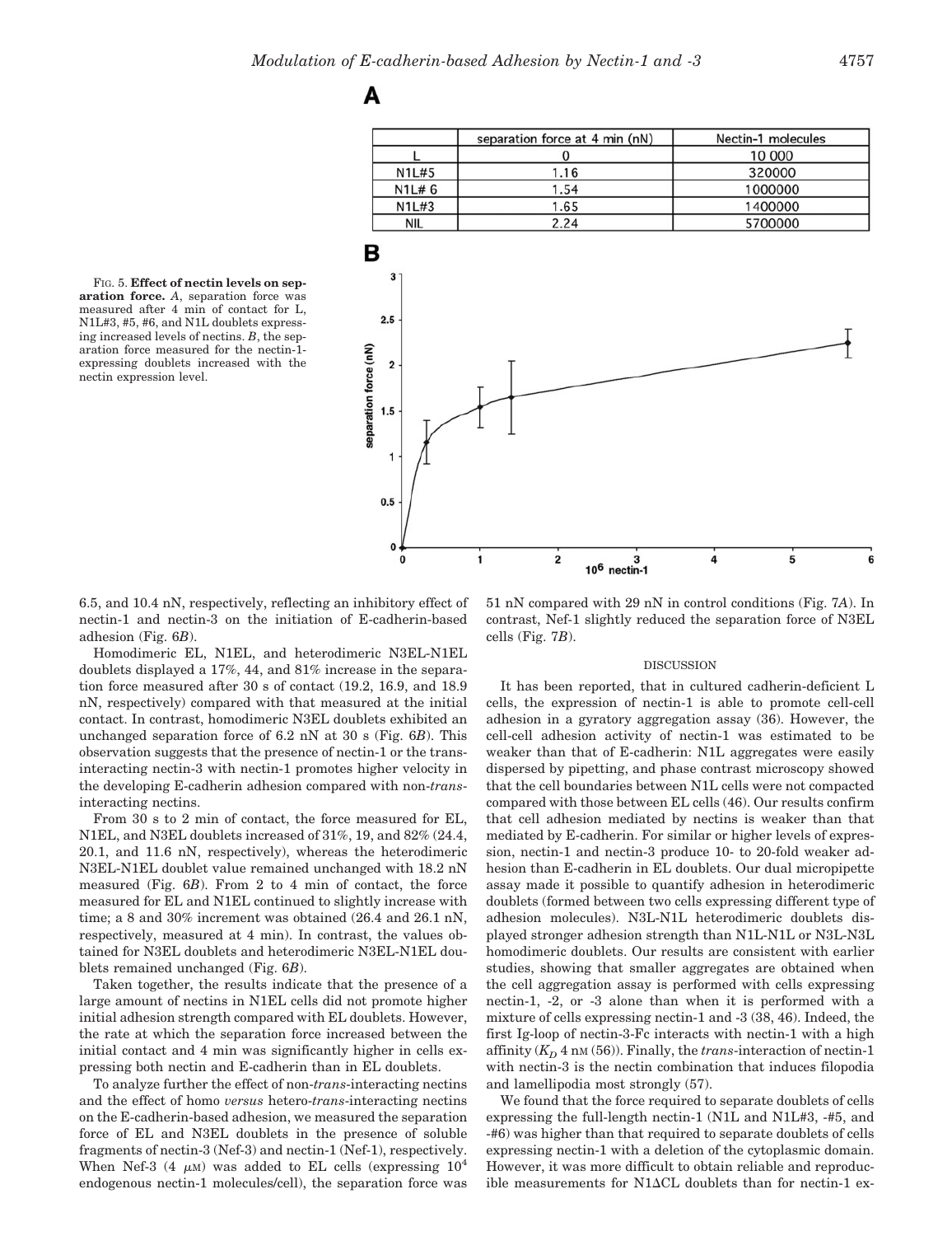**A**

|  | separation force at 4 min (nN) | Nectin-1 molecules |
|---|---|---|
| L | 0 | 10 000 |
| N1L#5 | 1.16 | 320000 |
| N1L# 6 | 1.54 | 1000000 |
| N1L#3 | 1.65 | 1400000 |
| NIL | 2.24 | 5700000 |

**B**

FIG. 5. **Effect of nectin levels on separation force.** *A*, separation force was measured after 4 min of contact for L, N1L#3, #5, #6, and N1L doublets expressing increased levels of nectins. *B*, the separation force measured for the nectin-1-expressing doublets increased with the nectin expression level.

6.5, and 10.4 nN, respectively, reflecting an inhibitory effect of nectin-1 and nectin-3 on the initiation of E-cadherin-based adhesion (Fig. 6*B*).

Homodimeric EL, N1EL, and heterodimeric N3EL-N1EL doublets displayed a 17%, 44, and 81% increase in the separation force measured after 30 s of contact (19.2, 16.9, and 18.9 nN, respectively) compared with that measured at the initial contact. In contrast, homodimeric N3EL doublets exhibited an unchanged separation force of 6.2 nN at 30 s (Fig. 6*B*). This observation suggests that the presence of nectin-1 or the trans-interacting nectin-3 with nectin-1 promotes higher velocity in the developing E-cadherin adhesion compared with non-*trans*-interacting nectins.

From 30 s to 2 min of contact, the force measured for EL, N1EL, and N3EL doublets increased of 31%, 19, and 82% (24.4, 20.1, and 11.6 nN, respectively), whereas the heterodimeric N3EL-N1EL doublet value remained unchanged with 18.2 nN measured (Fig. 6*B*). From 2 to 4 min of contact, the force measured for EL and N1EL continued to slightly increase with time; a 8 and 30% increment was obtained (26.4 and 26.1 nN, respectively, measured at 4 min). In contrast, the values obtained for N3EL doublets and heterodimeric N3EL-N1EL doublets remained unchanged (Fig. 6*B*).

Taken together, the results indicate that the presence of a large amount of nectins in N1EL cells did not promote higher initial adhesion strength compared with EL doublets. However, the rate at which the separation force increased between the initial contact and 4 min was significantly higher in cells expressing both nectin and E-cadherin than in EL doublets.

To analyze further the effect of non-*trans*-interacting nectins and the effect of homo *versus* hetero-*trans*-interacting nectins on the E-cadherin-based adhesion, we measured the separation force of EL and N3EL doublets in the presence of soluble fragments of nectin-3 (Nef-3) and nectin-1 (Nef-1), respectively. When Nef-3 (4 $\mu$M) was added to EL cells (expressing $10^4$ endogenous nectin-1 molecules/cell), the separation force was 51 nN compared with 29 nN in control conditions (Fig. 7*A*). In contrast, Nef-1 slightly reduced the separation force of N3EL cells (Fig. 7*B*).

## DISCUSSION

It has been reported, that in cultured cadherin-deficient L cells, the expression of nectin-1 is able to promote cell-cell adhesion in a gyratory aggregation assay (36). However, the cell-cell adhesion activity of nectin-1 was estimated to be weaker than that of E-cadherin: N1L aggregates were easily dispersed by pipetting, and phase contrast microscopy showed that the cell boundaries between N1L cells were not compacted compared with those between EL cells (46). Our results confirm that cell adhesion mediated by nectins is weaker than that mediated by E-cadherin. For similar or higher levels of expression, nectin-1 and nectin-3 produce 10- to 20-fold weaker adhesion than E-cadherin in EL doublets. Our dual micropipette assay made it possible to quantify adhesion in heterodimeric doublets (formed between two cells expressing different type of adhesion molecules). N3L-N1L heterodimeric doublets displayed stronger adhesion strength than N1L-N1L or N3L-N3L homodimeric doublets. Our results are consistent with earlier studies, showing that smaller aggregates are obtained when the cell aggregation assay is performed with cells expressing nectin-1, -2, or -3 alone than when it is performed with a mixture of cells expressing nectin-1 and -3 (38, 46). Indeed, the first Ig-loop of nectin-3-Fc interacts with nectin-1 with a high affinity ($K_D$ 4 nM (56)). Finally, the *trans*-interaction of nectin-1 with nectin-3 is the nectin combination that induces filopodia and lamellipodia most strongly (57).

We found that the force required to separate doublets of cells expressing the full-length nectin-1 (N1L and N1L#3, -#5, and -#6) was higher than that required to separate doublets of cells expressing nectin-1 with a deletion of the cytoplasmic domain. However, it was more difficult to obtain reliable and reproducible measurements for N1ΔCL doublets than for nectin-1 ex-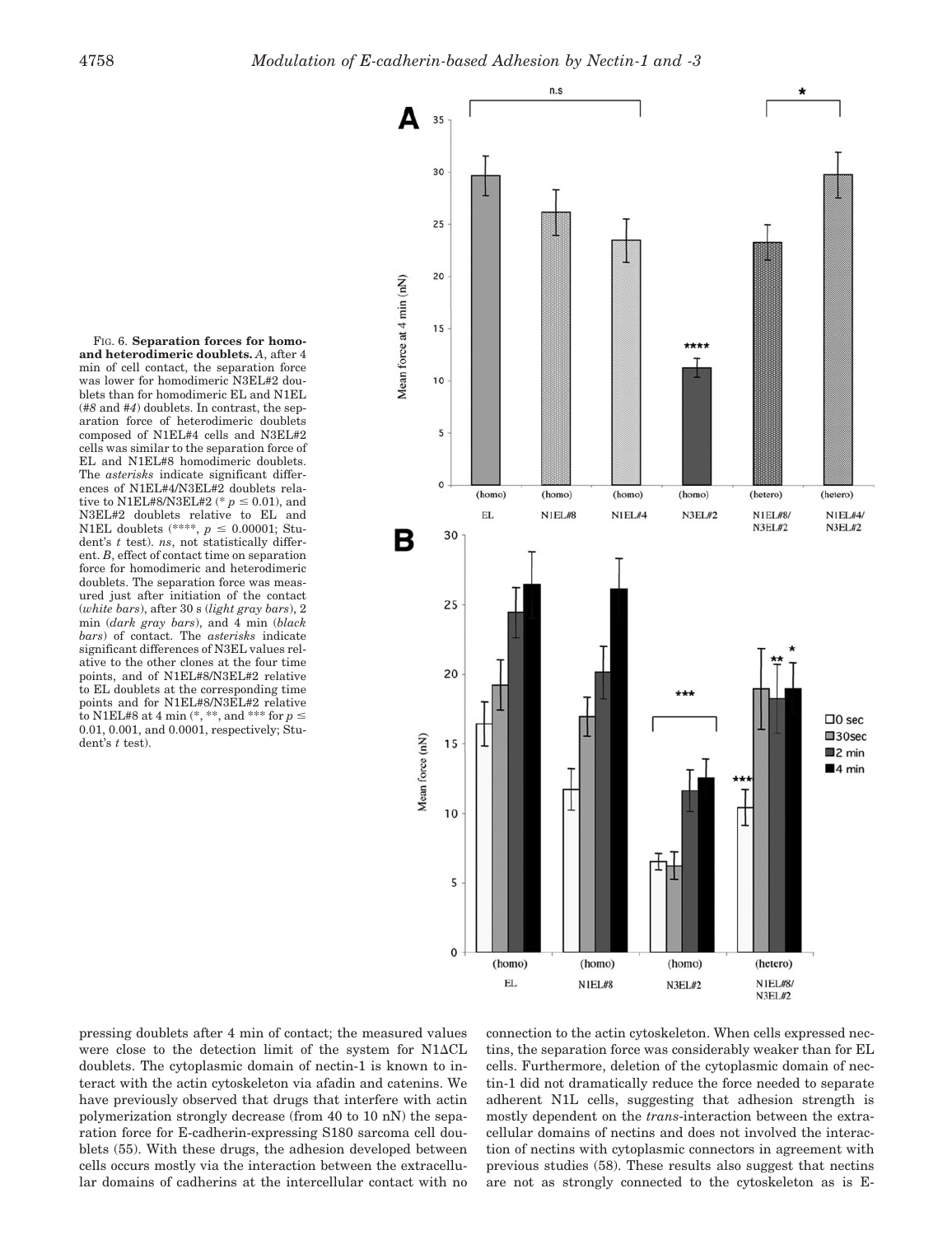FIG. 6. **Separation forces for homo- and heterodimeric doublets.** *A*, after 4 min of cell contact, the separation force was lower for homodimeric N3EL#2 doublets than for homodimeric EL and N1EL (*#8* and *#4*) doublets. In contrast, the separation force of heterodimeric doublets composed of N1EL#4 cells and N3EL#2 cells was similar to the separation force of EL and N1EL#8 homodimeric doublets. The *asterisks* indicate significant differences of N1EL#4/N3EL#2 doublets relative to N1EL#8/N3EL#2 (* $p \leq 0.01$), and N3EL#2 doublets relative to EL and N1EL doublets (****, $p \leq 0.00001$; Student's *t* test). *ns*, not statistically different. *B*, effect of contact time on separation force for homodimeric and heterodimeric doublets. The separation force was measured just after initiation of the contact (*white bars*), after 30 s (*light gray bars*), 2 min (*dark gray bars*), and 4 min (*black bars*) of contact. The *asterisks* indicate significant differences of N3EL values relative to the other clones at the four time points, and of N1EL#8/N3EL#2 relative to EL doublets at the corresponding time points and for N1EL#8/N3EL#2 relative to N1EL#8 at 4 min (*, **, and *** for $p \leq$ 0.01, 0.001, and 0.0001, respectively; Student's *t* test).

pressing doublets after 4 min of contact; the measured values were close to the detection limit of the system for N1ΔCL doublets. The cytoplasmic domain of nectin-1 is known to interact with the actin cytoskeleton via afadin and catenins. We have previously observed that drugs that interfere with actin polymerization strongly decrease (from 40 to 10 nN) the separation force for E-cadherin-expressing S180 sarcoma cell doublets (55). With these drugs, the adhesion developed between cells occurs mostly via the interaction between the extracellular domains of cadherins at the intercellular contact with no connection to the actin cytoskeleton. When cells expressed nectins, the separation force was considerably weaker than for EL cells. Furthermore, deletion of the cytoplasmic domain of nectin-1 did not dramatically reduce the force needed to separate adherent N1L cells, suggesting that adhesion strength is mostly dependent on the *trans*-interaction between the extracellular domains of nectins and does not involved the interaction of nectins with cytoplasmic connectors in agreement with previous studies (58). These results also suggest that nectins are not as strongly connected to the cytoskeleton as is E-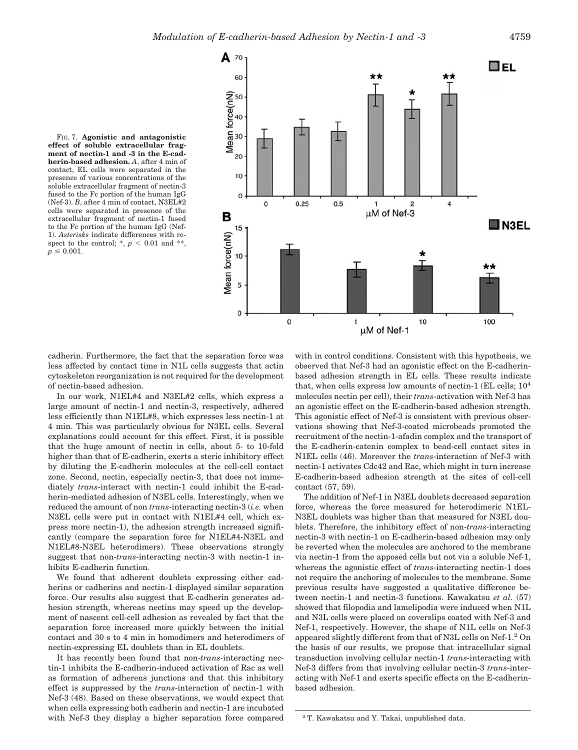FIG. 7. **Agonistic and antagonistic effect of soluble extracellular fragment of nectin-1 and -3 in the E-cadherin-based adhesion.** *A*, after 4 min of contact, EL cells were separated in the presence of various concentrations of the soluble extracellular fragment of nectin-3 fused to the Fc portion of the human IgG (Nef-3). *B*, after 4 min of contact, N3EL#2 cells were separated in presence of the extracellular fragment of nectin-1 fused to the Fc portion of the human IgG (Nef-1). *Asterisks* indicate differences with respect to the control; *, $p < 0.01$ and **, $p \leq 0.001$.

cadherin. Furthermore, the fact that the separation force was less affected by contact time in N1L cells suggests that actin cytoskeleton reorganization is not required for the development of nectin-based adhesion.

In our work, N1EL#4 and N3EL#2 cells, which express a large amount of nectin-1 and nectin-3, respectively, adhered less efficiently than N1EL#8, which expresses less nectin-1 at 4 min. This was particularly obvious for N3EL cells. Several explanations could account for this effect. First, it is possible that the huge amount of nectin in cells, about 5- to 10-fold higher than that of E-cadherin, exerts a steric inhibitory effect by diluting the E-cadherin molecules at the cell-cell contact zone. Second, nectin, especially nectin-3, that does not immediately *trans*-interact with nectin-1 could inhibit the E-cadherin-mediated adhesion of N3EL cells. Interestingly, when we reduced the amount of non *trans*-interacting nectin-3 (*i.e.* when N3EL cells were put in contact with N1EL#4 cell, which express more nectin-1), the adhesion strength increased significantly (compare the separation force for N1EL#4-N3EL and N1EL#8-N3EL heterodimers). These observations strongly suggest that non-*trans*-interacting nectin-3 with nectin-1 inhibits E-cadherin function.

We found that adherent doublets expressing either cadherins or cadherins and nectin-1 displayed similar separation force. Our results also suggest that E-cadherin generates adhesion strength, whereas nectins may speed up the development of nascent cell-cell adhesion as revealed by fact that the separation force increased more quickly between the initial contact and 30 s to 4 min in homodimers and heterodimers of nectin-expressing EL doublets than in EL doublets.

It has recently been found that non-*trans*-interacting nectin-1 inhibits the E-cadherin-induced activation of Rac as well as formation of adherens junctions and that this inhibitory effect is suppressed by the *trans*-interaction of nectin-1 with Nef-3 (48). Based on these observations, we would expect that when cells expressing both cadherin and nectin-1 are incubated with Nef-3 they display a higher separation force compared with in control conditions. Consistent with this hypothesis, we observed that Nef-3 had an agonistic effect on the E-cadherin-based adhesion strength in EL cells. These results indicate that, when cells express low amounts of nectin-1 (EL cells; $10^4$ molecules nectin per cell), their *trans*-activation with Nef-3 has an agonistic effect on the E-cadherin-based adhesion strength. This agonistic effect of Nef-3 is consistent with previous observations showing that Nef-3-coated microbeads promoted the recruitment of the nectin-1-afadin complex and the transport of the E-cadherin-catenin complex to bead-cell contact sites in N1EL cells (46). Moreover the *trans*-interaction of Nef-3 with nectin-1 activates Cdc42 and Rac, which might in turn increase E-cadherin-based adhesion strength at the sites of cell-cell contact (57, 59).

The addition of Nef-1 in N3EL doublets decreased separation force, whereas the force measured for heterodimeric N1EL-N3EL doublets was higher than that measured for N3EL doublets. Therefore, the inhibitory effect of non-*trans*-interacting nectin-3 with nectin-1 on E-cadherin-based adhesion may only be reverted when the molecules are anchored to the membrane via nectin-1 from the apposed cells but not via a soluble Nef-1, whereas the agonistic effect of *trans*-interacting nectin-1 does not require the anchoring of molecules to the membrane. Some previous results have suggested a qualitative difference between nectin-1 and nectin-3 functions. Kawakatsu *et al.* (57) showed that filopodia and lamelipodia were induced when N1L and N3L cells were placed on coverslips coated with Nef-3 and Nef-1, respectively. However, the shape of N1L cells on Nef-3 appeared slightly different from that of N3L cells on Nef-1.[2] On the basis of our results, we propose that intracellular signal transduction involving cellular nectin-1 *trans*-interacting with Nef-3 differs from that involving cellular nectin-3 *trans*-interacting with Nef-1 and exerts specific effects on the E-cadherin-based adhesion.

[2] T. Kawakatsu and Y. Takai, unpublished data.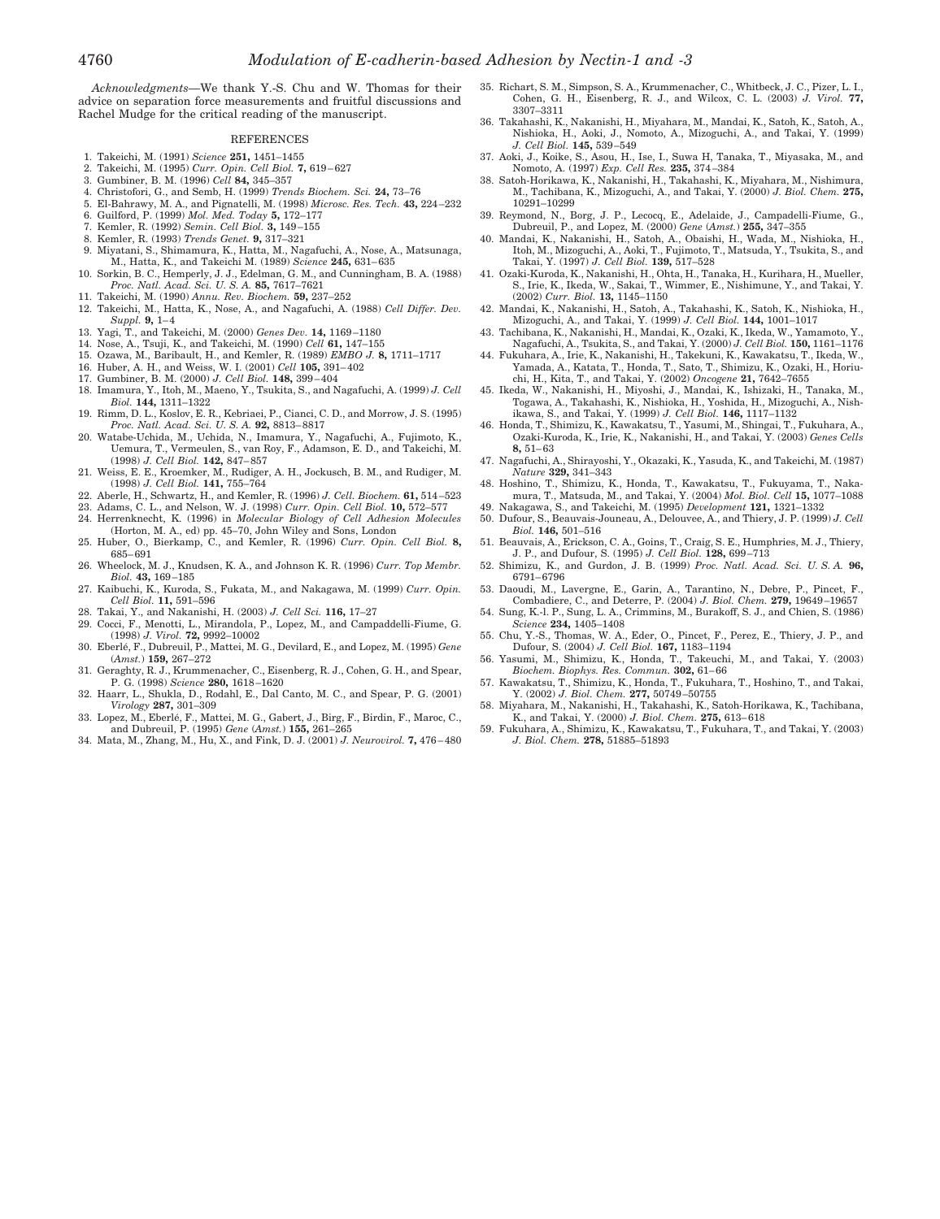*Acknowledgments*—We thank Y.-S. Chu and W. Thomas for their advice on separation force measurements and fruitful discussions and Rachel Mudge for the critical reading of the manuscript.

## REFERENCES

1. Takeichi, M. (1991) *Science* **251,** 1451–1455
2. Takeichi, M. (1995) *Curr. Opin. Cell Biol.* **7,** 619–627
3. Gumbiner, B. M. (1996) *Cell* **84,** 345–357
4. Christofori, G., and Semb, H. (1999) *Trends Biochem. Sci.* **24,** 73–76
5. El-Bahrawy, M. A., and Pignatelli, M. (1998) *Microsc. Res. Tech.* **43,** 224–232
6. Guilford, P. (1999) *Mol. Med. Today* **5,** 172–177
7. Kemler, R. (1992) *Semin. Cell Biol.* **3,** 149–155
8. Kemler, R. (1993) *Trends Genet.* **9,** 317–321
9. Miyatani, S., Shimamura, K., Hatta, M., Nagafuchi, A., Nose, A., Matsunaga, M., Hatta, K., and Takeichi M. (1989) *Science* **245,** 631–635
10. Sorkin, B. C., Hemperly, J. J., Edelman, G. M., and Cunningham, B. A. (1988) *Proc. Natl. Acad. Sci. U. S. A.* **85,** 7617–7621
11. Takeichi, M. (1990) *Annu. Rev. Biochem.* **59,** 237–252
12. Takeichi, M., Hatta, K., Nose, A., and Nagafuchi, A. (1988) *Cell Differ. Dev. Suppl.* **9,** 1–4
13. Yagi, T., and Takeichi, M. (2000) *Genes Dev.* **14,** 1169–1180
14. Nose, A., Tsuji, K., and Takeichi, M. (1990) *Cell* **61,** 147–155
15. Ozawa, M., Baribault, H., and Kemler, R. (1989) *EMBO J.* **8,** 1711–1717
16. Huber, A. H., and Weiss, W. I. (2001) *Cell* **105,** 391–402
17. Gumbiner, B. M. (2000) *J. Cell Biol.* **148,** 399–404
18. Imamura, Y., Itoh, M., Maeno, Y., Tsukita, S., and Nagafuchi, A. (1999) *J. Cell Biol.* **144,** 1311–1322
19. Rimm, D. L., Koslov, E. R., Kebriaei, P., Cianci, C. D., and Morrow, J. S. (1995) *Proc. Natl. Acad. Sci. U. S. A.* **92,** 8813–8817
20. Watabe-Uchida, M., Uchida, N., Imamura, Y., Nagafuchi, A., Fujimoto, K., Uemura, T., Vermeulen, S., van Roy, F., Adamson, E. D., and Takeichi, M. (1998) *J. Cell Biol.* **142,** 847–857
21. Weiss, E. E., Kroemker, M., Rudiger, A. H., Jockusch, B. M., and Rudiger, M. (1998) *J. Cell Biol.* **141,** 755–764
22. Aberle, H., Schwartz, H., and Kemler, R. (1996) *J. Cell. Biochem.* **61,** 514–523
23. Adams, C. L., and Nelson, W. J. (1998) *Curr. Opin. Cell Biol.* **10,** 572–577
24. Herrenknecht, K. (1996) in *Molecular Biology of Cell Adhesion Molecules* (Horton, M. A., ed) pp. 45–70, John Wiley and Sons, London
25. Huber, O., Bierkamp, C., and Kemler, R. (1996) *Curr. Opin. Cell Biol.* **8,** 685–691
26. Wheelock, M. J., Knudsen, K. A., and Johnson K. R. (1996) *Curr. Top Membr. Biol.* **43,** 169–185
27. Kaibuchi, K., Kuroda, S., Fukata, M., and Nakagawa, M. (1999) *Curr. Opin. Cell Biol.* **11,** 591–596
28. Takai, Y., and Nakanishi, H. (2003) *J. Cell Sci.* **116,** 17–27
29. Cocci, F., Menotti, L., Mirandola, P., Lopez, M., and Campaddelli-Fiume, G. (1998) *J. Virol.* **72,** 9992–10002
30. Eberlé, F., Dubreuil, P., Mattei, M. G., Devilard, E., and Lopez, M. (1995) *Gene (Amst.)* **159,** 267–272
31. Geraghty, R. J., Krummenacher, C., Eisenberg, R. J., Cohen, G. H., and Spear, P. G. (1998) *Science* **280,** 1618–1620
32. Haarr, L., Shukla, D., Rodahl, E., Dal Canto, M. C., and Spear, P. G. (2001) *Virology* **287,** 301–309
33. Lopez, M., Eberlé, F., Mattei, M. G., Gabert, J., Birg, F., Birdin, F., Maroc, C., and Dubreuil, P. (1995) *Gene (Amst.)* **155,** 261–265
34. Mata, M., Zhang, M., Hu, X., and Fink, D. J. (2001) *J. Neurovirol.* **7,** 476–480
35. Richart, S. M., Simpson, S. A., Krummenacher, C., Whitbeck, J. C., Pizer, L. I., Cohen, G. H., Eisenberg, R. J., and Wilcox, C. L. (2003) *J. Virol.* **77,** 3307–3311
36. Takahashi, K., Nakanishi, H., Miyahara, M., Mandai, K., Satoh, K., Satoh, A., Nishioka, H., Aoki, J., Nomoto, A., Mizoguchi, A., and Takai, Y. (1999) *J. Cell Biol.* **145,** 539–549
37. Aoki, J., Koike, S., Asou, H., Ise, I., Suwa H, Tanaka, T., Miyasaka, M., and Nomoto, A. (1997) *Exp. Cell Res.* **235,** 374–384
38. Satoh-Horikawa, K., Nakanishi, H., Takahashi, K., Miyahara, M., Nishimura, M., Tachibana, K., Mizoguchi, A., and Takai, Y. (2000) *J. Biol. Chem.* **275,** 10291–10299
39. Reymond, N., Borg, J. P., Lecocq, E., Adelaide, J., Campadelli-Fiume, G., Dubreuil, P., and Lopez, M. (2000) *Gene (Amst.)* **255,** 347–355
40. Mandai, K., Nakanishi, H., Satoh, A., Obaishi, H., Wada, M., Nishioka, H., Itoh, M., Mizoguchi, A., Aoki, T., Fujimoto, T., Matsuda, Y., Tsukita, S., and Takai, Y. (1997) *J. Cell Biol.* **139,** 517–528
41. Ozaki-Kuroda, K., Nakanishi, H., Ohta, H., Tanaka, H., Kurihara, H., Mueller, S., Irie, K., Ikeda, W., Sakai, T., Wimmer, E., Nishimune, Y., and Takai, Y. (2002) *Curr. Biol.* **13,** 1145–1150
42. Mandai, K., Nakanishi, H., Satoh, A., Takahashi, K., Satoh, K., Nishioka, H., Mizoguchi, A., and Takai, Y. (1999) *J. Cell Biol.* **144,** 1001–1017
43. Tachibana, K., Nakanishi, H., Mandai, K., Ozaki, K., Ikeda, W., Yamamoto, Y., Nagafuchi, A., Tsukita, S., and Takai, Y. (2000) *J. Cell Biol.* **150,** 1161–1176
44. Fukuhara, A., Irie, K., Nakanishi, H., Takekuni, K., Kawakatsu, T., Ikeda, W., Yamada, A., Katata, T., Honda, T., Sato, T., Shimizu, K., Ozaki, H., Horiuchi, H., Kita, T., and Takai, Y. (2002) *Oncogene* **21,** 7642–7655
45. Ikeda, W., Nakanishi, H., Miyoshi, J., Mandai, K., Ishizaki, H., Tanaka, M., Togawa, A., Takahashi, K., Nishioka, H., Yoshida, H., Mizoguchi, A., Nishikawa, S., and Takai, Y. (1999) *J. Cell Biol.* **146,** 1117–1132
46. Honda, T., Shimizu, K., Kawakatsu, T., Yasumi, M., Shingai, T., Fukuhara, A., Ozaki-Kuroda, K., Irie, K., Nakanishi, H., and Takai, Y. (2003) *Genes Cells* **8,** 51–63
47. Nagafuchi, A., Shirayoshi, Y., Okazaki, K., Yasuda, K., and Takeichi, M. (1987) *Nature* **329,** 341–343
48. Hoshino, T., Shimizu, K., Honda, T., Kawakatsu, T., Fukuyama, T., Nakamura, T., Matsuda, M., and Takai, Y. (2004) *Mol. Biol. Cell* **15,** 1077–1088
49. Nakagawa, S., and Takeichi, M. (1995) *Development* **121,** 1321–1332
50. Dufour, S., Beauvais-Jouneau, A., Delouvee, A., and Thiery, J. P. (1999) *J. Cell Biol.* **146,** 501–516
51. Beauvais, A., Erickson, C. A., Goins, T., Craig, S. E., Humphries, M. J., Thiery, J. P., and Dufour, S. (1995) *J. Cell Biol.* **128,** 699–713
52. Shimizu, K., and Gurdon, J. B. (1999) *Proc. Natl. Acad. Sci. U. S. A.* **96,** 6791–6796
53. Daoudi, M., Lavergne, E., Garin, A., Tarantino, N., Debre, P., Pincet, F., Combadiere, C., and Deterre, P. (2004) *J. Biol. Chem.* **279,** 19649–19657
54. Sung, K.-l. P., Sung, L. A., Crimmins, M., Burakoff, S. J., and Chien, S. (1986) *Science* **234,** 1405–1408
55. Chu, Y.-S., Thomas, W. A., Eder, O., Pincet, F., Perez, E., Thiery, J. P., and Dufour, S. (2004) *J. Cell Biol.* **167,** 1183–1194
56. Yasumi, M., Shimizu, K., Honda, T., Takeuchi, M., and Takai, Y. (2003) *Biochem. Biophys. Res. Commun.* **302,** 61–66
57. Kawakatsu, T., Shimizu, K., Honda, T., Fukuhara, T., Hoshino, T., and Takai, Y. (2002) *J. Biol. Chem.* **277,** 50749–50755
58. Miyahara, M., Nakanishi, H., Takahashi, K., Satoh-Horikawa, K., Tachibana, K., and Takai, Y. (2000) *J. Biol. Chem.* **275,** 613–618
59. Fukuhara, A., Shimizu, K., Kawakatsu, T., Fukuhara, T., and Takai, Y. (2003) *J. Biol. Chem.* **278,** 51885–51893